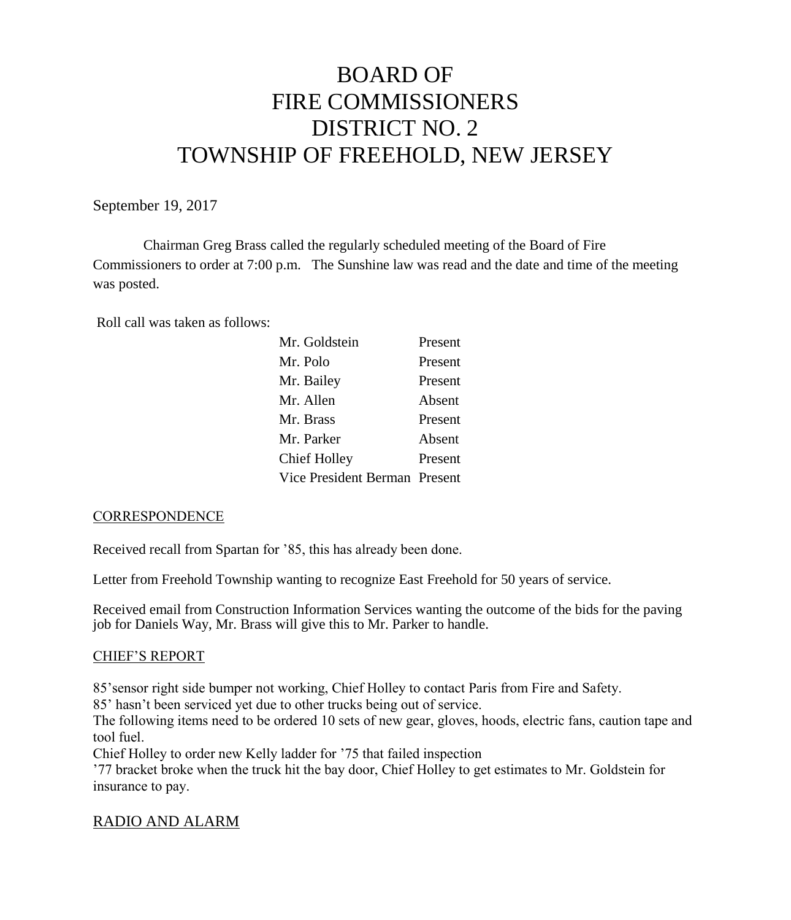# BOARD OF FIRE COMMISSIONERS DISTRICT NO. 2 TOWNSHIP OF FREEHOLD, NEW JERSEY

September 19, 2017

Chairman Greg Brass called the regularly scheduled meeting of the Board of Fire Commissioners to order at 7:00 p.m. The Sunshine law was read and the date and time of the meeting was posted.

Roll call was taken as follows:

| | |
|---|---|
| Mr. Goldstein | Present |
| Mr. Polo | Present |
| Mr. Bailey | Present |
| Mr. Allen | Absent |
| Mr. Brass | Present |
| Mr. Parker | Absent |
| Chief Holley | Present |
| Vice President Berman | Present |

## CORRESPONDENCE

Received recall from Spartan for ’85, this has already been done.

Letter from Freehold Township wanting to recognize East Freehold for 50 years of service.

Received email from Construction Information Services wanting the outcome of the bids for the paving job for Daniels Way, Mr. Brass will give this to Mr. Parker to handle.

## CHIEF’S REPORT

85’sensor right side bumper not working, Chief Holley to contact Paris from Fire and Safety.
85’ hasn’t been serviced yet due to other trucks being out of service.
The following items need to be ordered 10 sets of new gear, gloves, hoods, electric fans, caution tape and tool fuel.
Chief Holley to order new Kelly ladder for ’75 that failed inspection
’77 bracket broke when the truck hit the bay door, Chief Holley to get estimates to Mr. Goldstein for insurance to pay.

## RADIO AND ALARM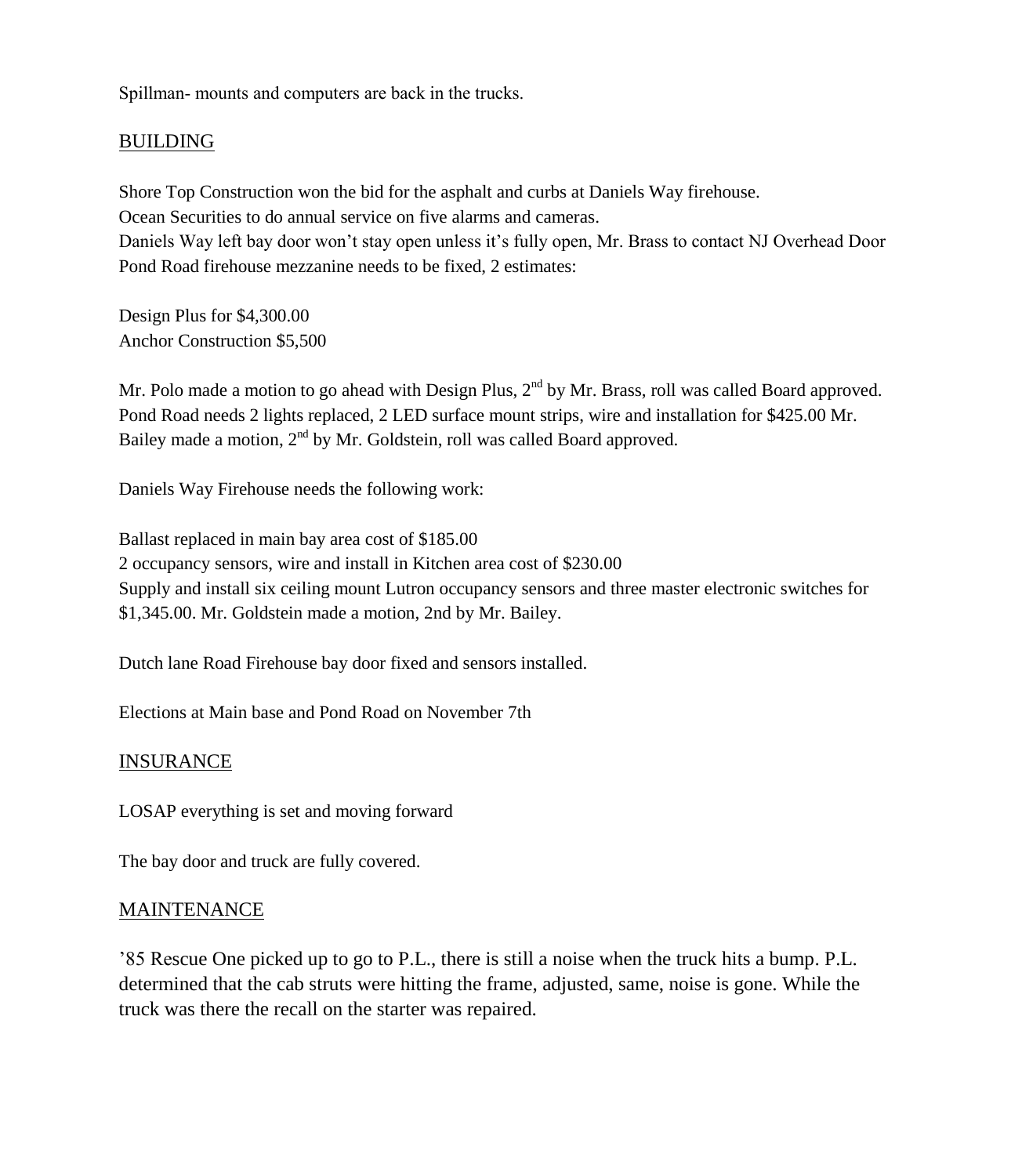Spillman- mounts and computers are back in the trucks.

## BUILDING

Shore Top Construction won the bid for the asphalt and curbs at Daniels Way firehouse.
Ocean Securities to do annual service on five alarms and cameras.
Daniels Way left bay door won't stay open unless it's fully open, Mr. Brass to contact NJ Overhead Door
Pond Road firehouse mezzanine needs to be fixed, 2 estimates:

Design Plus for $4,300.00
Anchor Construction $5,500

Mr. Polo made a motion to go ahead with Design Plus, 2nd by Mr. Brass, roll was called Board approved.
Pond Road needs 2 lights replaced, 2 LED surface mount strips, wire and installation for $425.00 Mr. Bailey made a motion, 2nd by Mr. Goldstein, roll was called Board approved.

Daniels Way Firehouse needs the following work:

Ballast replaced in main bay area cost of $185.00
2 occupancy sensors, wire and install in Kitchen area cost of $230.00
Supply and install six ceiling mount Lutron occupancy sensors and three master electronic switches for $1,345.00. Mr. Goldstein made a motion, 2nd by Mr. Bailey.

Dutch lane Road Firehouse bay door fixed and sensors installed.

Elections at Main base and Pond Road on November 7th

## INSURANCE

LOSAP everything is set and moving forward

The bay door and truck are fully covered.

## MAINTENANCE

'85 Rescue One picked up to go to P.L., there is still a noise when the truck hits a bump. P.L. determined that the cab struts were hitting the frame, adjusted, same, noise is gone. While the truck was there the recall on the starter was repaired.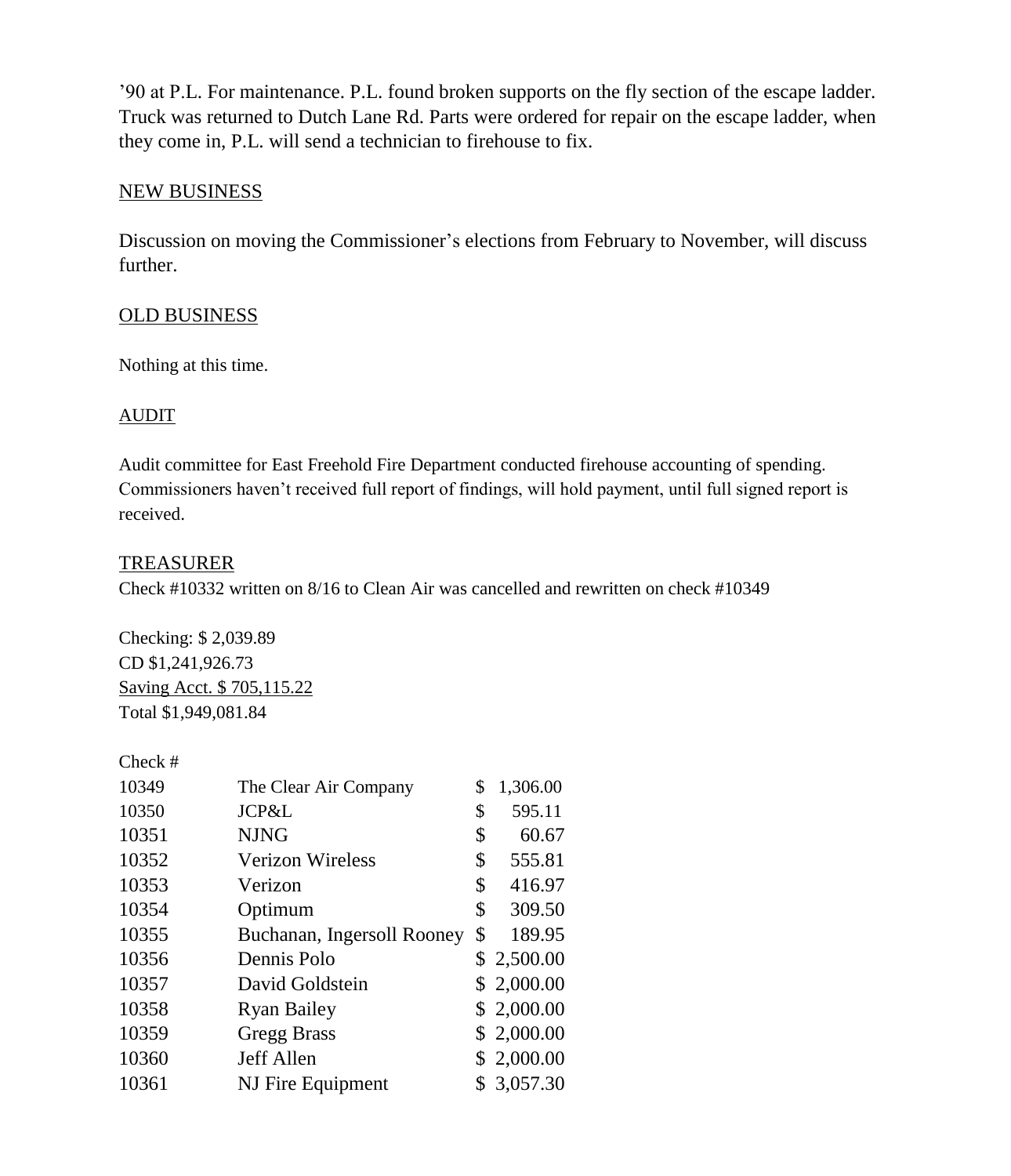'90 at P.L. For maintenance. P.L. found broken supports on the fly section of the escape ladder. Truck was returned to Dutch Lane Rd. Parts were ordered for repair on the escape ladder, when they come in, P.L. will send a technician to firehouse to fix.

NEW BUSINESS

Discussion on moving the Commissioner's elections from February to November, will discuss further.

OLD BUSINESS

Nothing at this time.

AUDIT

Audit committee for East Freehold Fire Department conducted firehouse accounting of spending. Commissioners haven't received full report of findings, will hold payment, until full signed report is received.

TREASURER

Check #10332 written on 8/16 to Clean Air was cancelled and rewritten on check #10349

Checking: $ 2,039.89
CD $1,241,926.73
Saving Acct. $ 705,115.22
Total $1,949,081.84

| Check # | | |
|---|---|---|
| 10349 | The Clear Air Company | $ 1,306.00 |
| 10350 | JCP&L | $ 595.11 |
| 10351 | NJNG | $ 60.67 |
| 10352 | Verizon Wireless | $ 555.81 |
| 10353 | Verizon | $ 416.97 |
| 10354 | Optimum | $ 309.50 |
| 10355 | Buchanan, Ingersoll Rooney | $ 189.95 |
| 10356 | Dennis Polo | $ 2,500.00 |
| 10357 | David Goldstein | $ 2,000.00 |
| 10358 | Ryan Bailey | $ 2,000.00 |
| 10359 | Gregg Brass | $ 2,000.00 |
| 10360 | Jeff Allen | $ 2,000.00 |
| 10361 | NJ Fire Equipment | $ 3,057.30 |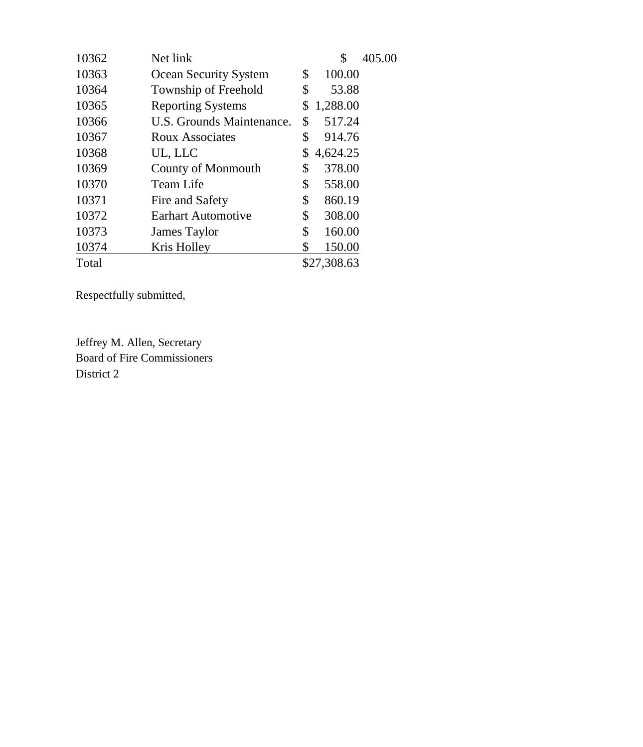| | | |
|---|---|---|
| 10362 | Net link | $ 405.00 |
| 10363 | Ocean Security System | $ 100.00 |
| 10364 | Township of Freehold | $ 53.88 |
| 10365 | Reporting Systems | $ 1,288.00 |
| 10366 | U.S. Grounds Maintenance. | $ 517.24 |
| 10367 | Roux Associates | $ 914.76 |
| 10368 | UL, LLC | $ 4,624.25 |
| 10369 | County of Monmouth | $ 378.00 |
| 10370 | Team Life | $ 558.00 |
| 10371 | Fire and Safety | $ 860.19 |
| 10372 | Earhart Automotive | $ 308.00 |
| 10373 | James Taylor | $ 160.00 |
| 10374 | Kris Holley | $ 150.00 |
| Total | | $27,308.63 |

Respectfully submitted,

Jeffrey M. Allen, Secretary
Board of Fire Commissioners
District 2